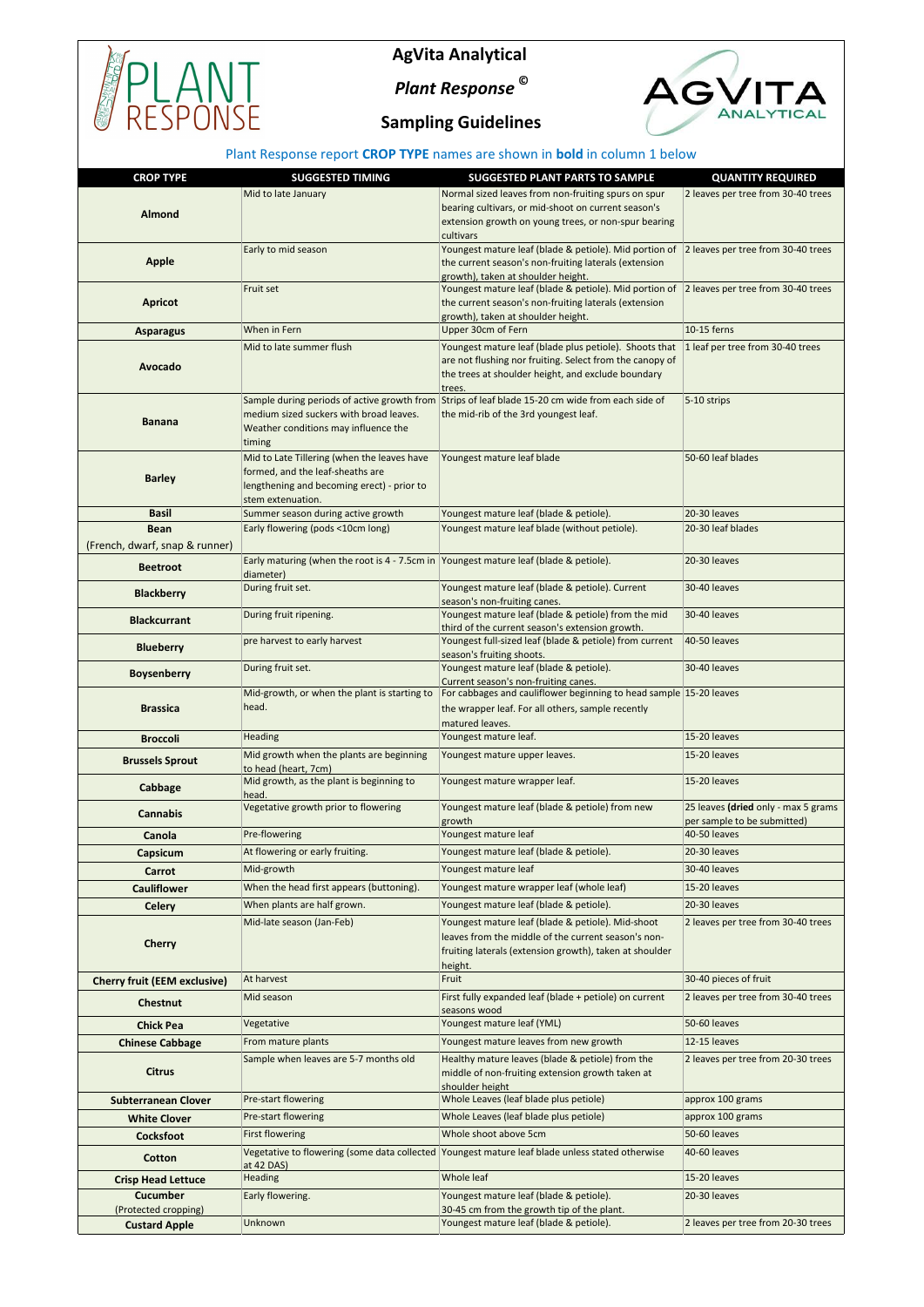# AgVita Analytical

## *Plant Response* ©

## Sampling Guidelines

Plant Response report **CROP TYPE** names are shown in **bold** in column 1 below

| CROP TYPE | SUGGESTED TIMING | SUGGESTED PLANT PARTS TO SAMPLE | QUANTITY REQUIRED |
|---|---|---|---|
| **Almond** | Mid to late January | Normal sized leaves from non-fruiting spurs on spur bearing cultivars, or mid-shoot on current season's extension growth on young trees, or non-spur bearing cultivars | 2 leaves per tree from 30-40 trees |
| **Apple** | Early to mid season | Youngest mature leaf (blade & petiole). Mid portion of the current season's non-fruiting laterals (extension growth), taken at shoulder height. | 2 leaves per tree from 30-40 trees |
| **Apricot** | Fruit set | Youngest mature leaf (blade & petiole). Mid portion of the current season's non-fruiting laterals (extension growth), taken at shoulder height. | 2 leaves per tree from 30-40 trees |
| **Asparagus** | When in Fern | Upper 30cm of Fern | 10-15 ferns |
| **Avocado** | Mid to late summer flush | Youngest mature leaf (blade plus petiole). Shoots that are not flushing nor fruiting. Select from the canopy of the trees at shoulder height, and exclude boundary trees. | 1 leaf per tree from 30-40 trees |
| **Banana** | Sample during periods of active growth from medium sized suckers with broad leaves. Weather conditions may influence the timing | Strips of leaf blade 15-20 cm wide from each side of the mid-rib of the 3rd youngest leaf. | 5-10 strips |
| **Barley** | Mid to Late Tillering (when the leaves have formed, and the leaf-sheaths are lengthening and becoming erect) - prior to stem extenuation. | Youngest mature leaf blade | 50-60 leaf blades |
| **Basil** | Summer season during active growth | Youngest mature leaf (blade & petiole). | 20-30 leaves |
| **Bean** (French, dwarf, snap & runner) | Early flowering (pods <10cm long) | Youngest mature leaf blade (without petiole). | 20-30 leaf blades |
| **Beetroot** | Early maturing (when the root is 4 - 7.5cm in diameter) | Youngest mature leaf (blade & petiole). | 20-30 leaves |
| **Blackberry** | During fruit set. | Youngest mature leaf (blade & petiole). Current season's non-fruiting canes. | 30-40 leaves |
| **Blackcurrant** | During fruit ripening. | Youngest mature leaf (blade & petiole) from the mid third of the current season's extension growth. | 30-40 leaves |
| **Blueberry** | pre harvest to early harvest | Youngest full-sized leaf (blade & petiole) from current season's fruiting shoots. | 40-50 leaves |
| **Boysenberry** | During fruit set. | Youngest mature leaf (blade & petiole). Current season's non-fruiting canes. | 30-40 leaves |
| **Brassica** | Mid-growth, or when the plant is starting to head. | For cabbages and cauliflower beginning to head sample the wrapper leaf. For all others, sample recently matured leaves. | 15-20 leaves |
| **Broccoli** | Heading | Youngest mature leaf. | 15-20 leaves |
| **Brussels Sprout** | Mid growth when the plants are beginning to head (heart, 7cm) | Youngest mature upper leaves. | 15-20 leaves |
| **Cabbage** | Mid growth, as the plant is beginning to head. | Youngest mature wrapper leaf. | 15-20 leaves |
| **Cannabis** | Vegetative growth prior to flowering | Youngest mature leaf (blade & petiole) from new growth | 25 leaves (**dried** only - max 5 grams per sample to be submitted) |
| **Canola** | Pre-flowering | Youngest mature leaf | 40-50 leaves |
| **Capsicum** | At flowering or early fruiting. | Youngest mature leaf (blade & petiole). | 20-30 leaves |
| **Carrot** | Mid-growth | Youngest mature leaf | 30-40 leaves |
| **Cauliflower** | When the head first appears (buttoning). | Youngest mature wrapper leaf (whole leaf) | 15-20 leaves |
| **Celery** | When plants are half grown. | Youngest mature leaf (blade & petiole). | 20-30 leaves |
| **Cherry** | Mid-late season (Jan-Feb) | Youngest mature leaf (blade & petiole). Mid-shoot leaves from the middle of the current season's non-fruiting laterals (extension growth), taken at shoulder height. | 2 leaves per tree from 30-40 trees |
| **Cherry fruit (EEM exclusive)** | At harvest | Fruit | 30-40 pieces of fruit |
| **Chestnut** | Mid season | First fully expanded leaf (blade + petiole) on current seasons wood | 2 leaves per tree from 30-40 trees |
| **Chick Pea** | Vegetative | Youngest mature leaf (YML) | 50-60 leaves |
| **Chinese Cabbage** | From mature plants | Youngest mature leaves from new growth | 12-15 leaves |
| **Citrus** | Sample when leaves are 5-7 months old | Healthy mature leaves (blade & petiole) from the middle of non-fruiting extension growth taken at shoulder height | 2 leaves per tree from 20-30 trees |
| **Subterranean Clover** | Pre-start flowering | Whole Leaves (leaf blade plus petiole) | approx 100 grams |
| **White Clover** | Pre-start flowering | Whole Leaves (leaf blade plus petiole) | approx 100 grams |
| **Cocksfoot** | First flowering | Whole shoot above 5cm | 50-60 leaves |
| **Cotton** | Vegetative to flowering (some data collected at 42 DAS) | Youngest mature leaf blade unless stated otherwise | 40-60 leaves |
| **Crisp Head Lettuce** | Heading | Whole leaf | 15-20 leaves |
| **Cucumber** (Protected cropping) | Early flowering. | Youngest mature leaf (blade & petiole). 30-45 cm from the growth tip of the plant. | 20-30 leaves |
| **Custard Apple** | Unknown | Youngest mature leaf (blade & petiole). | 2 leaves per tree from 20-30 trees |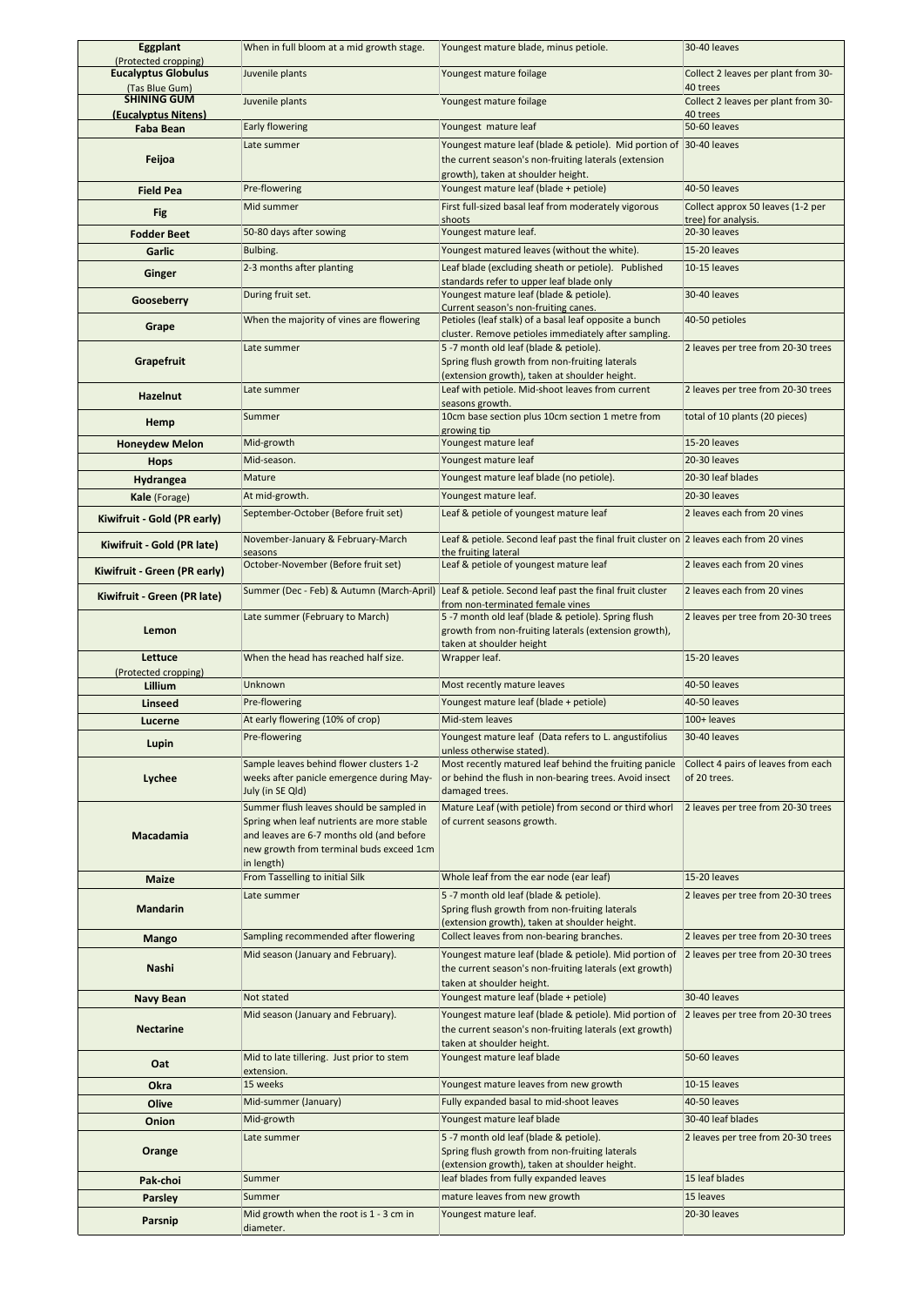| | | | |
|---|---|---|---|
| **Eggplant** (Protected cropping) | When in full bloom at a mid growth stage. | Youngest mature blade, minus petiole. | 30-40 leaves |
| **Eucalyptus Globulus** (Tas Blue Gum) | Juvenile plants | Youngest mature foilage | Collect 2 leaves per plant from 30-40 trees |
| **SHINING GUM** **(Eucalyptus Nitens)** | Juvenile plants | Youngest mature foilage | Collect 2 leaves per plant from 30-40 trees |
| **Faba Bean** | Early flowering | Youngest mature leaf | 50-60 leaves |
| **Feijoa** | Late summer | Youngest mature leaf (blade & petiole). Mid portion of the current season's non-fruiting laterals (extension growth), taken at shoulder height. | 30-40 leaves |
| **Field Pea** | Pre-flowering | Youngest mature leaf (blade + petiole) | 40-50 leaves |
| **Fig** | Mid summer | First full-sized basal leaf from moderately vigorous shoots | Collect approx 50 leaves (1-2 per tree) for analysis. |
| **Fodder Beet** | 50-80 days after sowing | Youngest mature leaf. | 20-30 leaves |
| **Garlic** | Bulbing. | Youngest matured leaves (without the white). | 15-20 leaves |
| **Ginger** | 2-3 months after planting | Leaf blade (excluding sheath or petiole). Published standards refer to upper leaf blade only | 10-15 leaves |
| **Gooseberry** | During fruit set. | Youngest mature leaf (blade & petiole). Current season's non-fruiting canes. | 30-40 leaves |
| **Grape** | When the majority of vines are flowering | Petioles (leaf stalk) of a basal leaf opposite a bunch cluster. Remove petioles immediately after sampling. | 40-50 petioles |
| **Grapefruit** | Late summer | 5 -7 month old leaf (blade & petiole). Spring flush growth from non-fruiting laterals (extension growth), taken at shoulder height. | 2 leaves per tree from 20-30 trees |
| **Hazelnut** | Late summer | Leaf with petiole. Mid-shoot leaves from current seasons growth. | 2 leaves per tree from 20-30 trees |
| **Hemp** | Summer | 10cm base section plus 10cm section 1 metre from growing tip | total of 10 plants (20 pieces) |
| **Honeydew Melon** | Mid-growth | Youngest mature leaf | 15-20 leaves |
| **Hops** | Mid-season. | Youngest mature leaf | 20-30 leaves |
| **Hydrangea** | Mature | Youngest mature leaf blade (no petiole). | 20-30 leaf blades |
| **Kale** (Forage) | At mid-growth. | Youngest mature leaf. | 20-30 leaves |
| **Kiwifruit - Gold (PR early)** | September-October (Before fruit set) | Leaf & petiole of youngest mature leaf | 2 leaves each from 20 vines |
| **Kiwifruit - Gold (PR late)** | November-January & February-March seasons | Leaf & petiole. Second leaf past the final fruit cluster on the fruiting lateral | 2 leaves each from 20 vines |
| **Kiwifruit - Green (PR early)** | October-November (Before fruit set) | Leaf & petiole of youngest mature leaf | 2 leaves each from 20 vines |
| **Kiwifruit - Green (PR late)** | Summer (Dec - Feb) & Autumn (March-April) | Leaf & petiole. Second leaf past the final fruit cluster from non-terminated female vines | 2 leaves each from 20 vines |
| **Lemon** | Late summer (February to March) | 5 -7 month old leaf (blade & petiole). Spring flush growth from non-fruiting laterals (extension growth), taken at shoulder height | 2 leaves per tree from 20-30 trees |
| **Lettuce** (Protected cropping) | When the head has reached half size. | Wrapper leaf. | 15-20 leaves |
| **Lillium** | Unknown | Most recently mature leaves | 40-50 leaves |
| **Linseed** | Pre-flowering | Youngest mature leaf (blade + petiole) | 40-50 leaves |
| **Lucerne** | At early flowering (10% of crop) | Mid-stem leaves | 100+ leaves |
| **Lupin** | Pre-flowering | Youngest mature leaf (Data refers to L. angustifolius unless otherwise stated). | 30-40 leaves |
| **Lychee** | Sample leaves behind flower clusters 1-2 weeks after panicle emergence during May-July (in SE Qld) | Most recently matured leaf behind the fruiting panicle or behind the flush in non-bearing trees. Avoid insect damaged trees. | Collect 4 pairs of leaves from each of 20 trees. |
| **Macadamia** | Summer flush leaves should be sampled in Spring when leaf nutrients are more stable and leaves are 6-7 months old (and before new growth from terminal buds exceed 1cm in length) | Mature Leaf (with petiole) from second or third whorl of current seasons growth. | 2 leaves per tree from 20-30 trees |
| **Maize** | From Tasselling to initial Silk | Whole leaf from the ear node (ear leaf) | 15-20 leaves |
| **Mandarin** | Late summer | 5 -7 month old leaf (blade & petiole). Spring flush growth from non-fruiting laterals (extension growth), taken at shoulder height. | 2 leaves per tree from 20-30 trees |
| **Mango** | Sampling recommended after flowering | Collect leaves from non-bearing branches. | 2 leaves per tree from 20-30 trees |
| **Nashi** | Mid season (January and February). | Youngest mature leaf (blade & petiole). Mid portion of the current season's non-fruiting laterals (ext growth) taken at shoulder height. | 2 leaves per tree from 20-30 trees |
| **Navy Bean** | Not stated | Youngest mature leaf (blade + petiole) | 30-40 leaves |
| **Nectarine** | Mid season (January and February). | Youngest mature leaf (blade & petiole). Mid portion of the current season's non-fruiting laterals (ext growth) taken at shoulder height. | 2 leaves per tree from 20-30 trees |
| **Oat** | Mid to late tillering. Just prior to stem extension. | Youngest mature leaf blade | 50-60 leaves |
| **Okra** | 15 weeks | Youngest mature leaves from new growth | 10-15 leaves |
| **Olive** | Mid-summer (January) | Fully expanded basal to mid-shoot leaves | 40-50 leaves |
| **Onion** | Mid-growth | Youngest mature leaf blade | 30-40 leaf blades |
| **Orange** | Late summer | 5 -7 month old leaf (blade & petiole). Spring flush growth from non-fruiting laterals (extension growth), taken at shoulder height. | 2 leaves per tree from 20-30 trees |
| **Pak-choi** | Summer | leaf blades from fully expanded leaves | 15 leaf blades |
| **Parsley** | Summer | mature leaves from new growth | 15 leaves |
| **Parsnip** | Mid growth when the root is 1 - 3 cm in diameter. | Youngest mature leaf. | 20-30 leaves |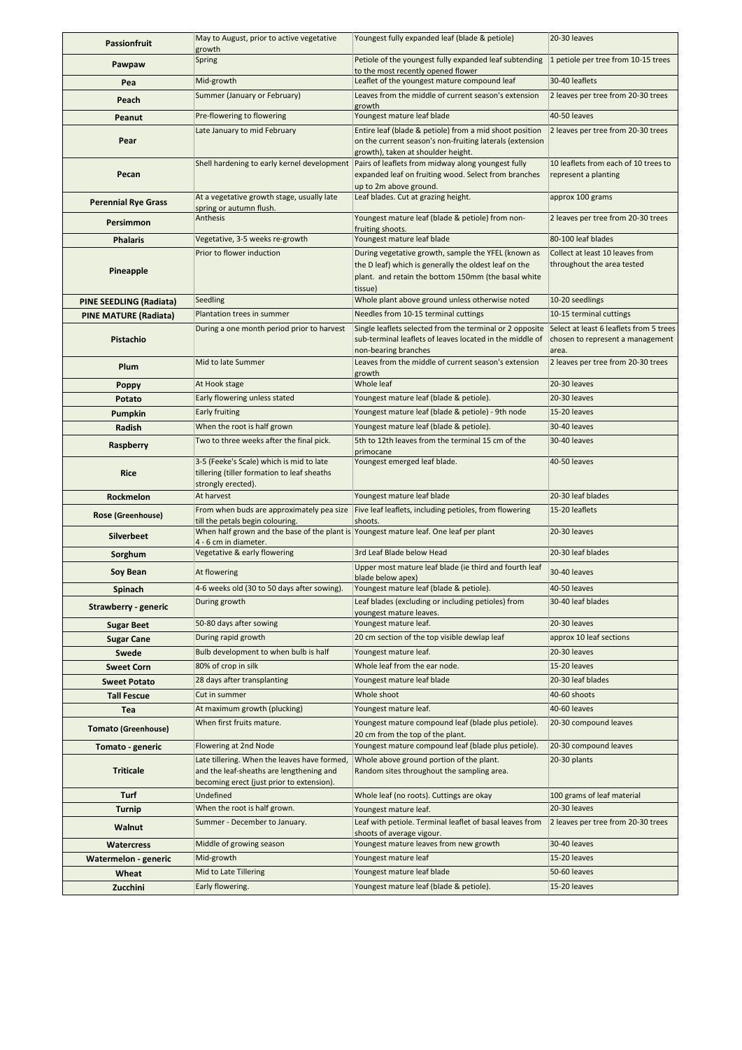| **Passionfruit** | May to August, prior to active vegetative growth | Youngest fully expanded leaf (blade & petiole) | 20-30 leaves |
|---|---|---|---|
| **Pawpaw** | Spring | Petiole of the youngest fully expanded leaf subtending to the most recently opened flower | 1 petiole per tree from 10-15 trees |
| **Pea** | Mid-growth | Leaflet of the youngest mature compound leaf | 30-40 leaflets |
| **Peach** | Summer (January or February) | Leaves from the middle of current season's extension growth | 2 leaves per tree from 20-30 trees |
| **Peanut** | Pre-flowering to flowering | Youngest mature leaf blade | 40-50 leaves |
| **Pear** | Late January to mid February | Entire leaf (blade & petiole) from a mid shoot position on the current season's non-fruiting laterals (extension growth), taken at shoulder height. | 2 leaves per tree from 20-30 trees |
| **Pecan** | Shell hardening to early kernel development | Pairs of leaflets from midway along youngest fully expanded leaf on fruiting wood. Select from branches up to 2m above ground. | 10 leaflets from each of 10 trees to represent a planting |
| **Perennial Rye Grass** | At a vegetative growth stage, usually late spring or autumn flush. | Leaf blades. Cut at grazing height. | approx 100 grams |
| **Persimmon** | Anthesis | Youngest mature leaf (blade & petiole) from non-fruiting shoots. | 2 leaves per tree from 20-30 trees |
| **Phalaris** | Vegetative, 3-5 weeks re-growth | Youngest mature leaf blade | 80-100 leaf blades |
| **Pineapple** | Prior to flower induction | During vegetative growth, sample the YFEL (known as the D leaf) which is generally the oldest leaf on the plant. and retain the bottom 150mm (the basal white tissue) | Collect at least 10 leaves from throughout the area tested |
| **PINE SEEDLING (Radiata)** | Seedling | Whole plant above ground unless otherwise noted | 10-20 seedlings |
| **PINE MATURE (Radiata)** | Plantation trees in summer | Needles from 10-15 terminal cuttings | 10-15 terminal cuttings |
| **Pistachio** | During a one month period prior to harvest | Single leaflets selected from the terminal or 2 opposite sub-terminal leaflets of leaves located in the middle of non-bearing branches | Select at least 6 leaflets from 5 trees chosen to represent a management area. |
| **Plum** | Mid to late Summer | Leaves from the middle of current season's extension growth | 2 leaves per tree from 20-30 trees |
| **Poppy** | At Hook stage | Whole leaf | 20-30 leaves |
| **Potato** | Early flowering unless stated | Youngest mature leaf (blade & petiole). | 20-30 leaves |
| **Pumpkin** | Early fruiting | Youngest mature leaf (blade & petiole) - 9th node | 15-20 leaves |
| **Radish** | When the root is half grown | Youngest mature leaf (blade & petiole). | 30-40 leaves |
| **Raspberry** | Two to three weeks after the final pick. | 5th to 12th leaves from the terminal 15 cm of the primocane | 30-40 leaves |
| **Rice** | 3-5 (Feeke's Scale) which is mid to late tillering (tiller formation to leaf sheaths strongly erected). | Youngest emerged leaf blade. | 40-50 leaves |
| **Rockmelon** | At harvest | Youngest mature leaf blade | 20-30 leaf blades |
| **Rose (Greenhouse)** | From when buds are approximately pea size till the petals begin colouring. | Five leaf leaflets, including petioles, from flowering shoots. | 15-20 leaflets |
| **Silverbeet** | When half grown and the base of the plant is 4 - 6 cm in diameter. | Youngest mature leaf. One leaf per plant | 20-30 leaves |
| **Sorghum** | Vegetative & early flowering | 3rd Leaf Blade below Head | 20-30 leaf blades |
| **Soy Bean** | At flowering | Upper most mature leaf blade (ie third and fourth leaf blade below apex) | 30-40 leaves |
| **Spinach** | 4-6 weeks old (30 to 50 days after sowing). | Youngest mature leaf (blade & petiole). | 40-50 leaves |
| **Strawberry - generic** | During growth | Leaf blades (excluding or including petioles) from youngest mature leaves. | 30-40 leaf blades |
| **Sugar Beet** | 50-80 days after sowing | Youngest mature leaf. | 20-30 leaves |
| **Sugar Cane** | During rapid growth | 20 cm section of the top visible dewlap leaf | approx 10 leaf sections |
| **Swede** | Bulb development to when bulb is half | Youngest mature leaf. | 20-30 leaves |
| **Sweet Corn** | 80% of crop in silk | Whole leaf from the ear node. | 15-20 leaves |
| **Sweet Potato** | 28 days after transplanting | Youngest mature leaf blade | 20-30 leaf blades |
| **Tall Fescue** | Cut in summer | Whole shoot | 40-60 shoots |
| **Tea** | At maximum growth (plucking) | Youngest mature leaf. | 40-60 leaves |
| **Tomato (Greenhouse)** | When first fruits mature. | Youngest mature compound leaf (blade plus petiole). 20 cm from the top of the plant. | 20-30 compound leaves |
| **Tomato - generic** | Flowering at 2nd Node | Youngest mature compound leaf (blade plus petiole). | 20-30 compound leaves |
| **Triticale** | Late tillering. When the leaves have formed, and the leaf-sheaths are lengthening and becoming erect (just prior to extension). | Whole above ground portion of the plant. Random sites throughout the sampling area. | 20-30 plants |
| **Turf** | Undefined | Whole leaf (no roots). Cuttings are okay | 100 grams of leaf material |
| **Turnip** | When the root is half grown. | Youngest mature leaf. | 20-30 leaves |
| **Walnut** | Summer - December to January. | Leaf with petiole. Terminal leaflet of basal leaves from shoots of average vigour. | 2 leaves per tree from 20-30 trees |
| **Watercress** | Middle of growing season | Youngest mature leaves from new growth | 30-40 leaves |
| **Watermelon - generic** | Mid-growth | Youngest mature leaf | 15-20 leaves |
| **Wheat** | Mid to Late Tillering | Youngest mature leaf blade | 50-60 leaves |
| **Zucchini** | Early flowering. | Youngest mature leaf (blade & petiole). | 15-20 leaves |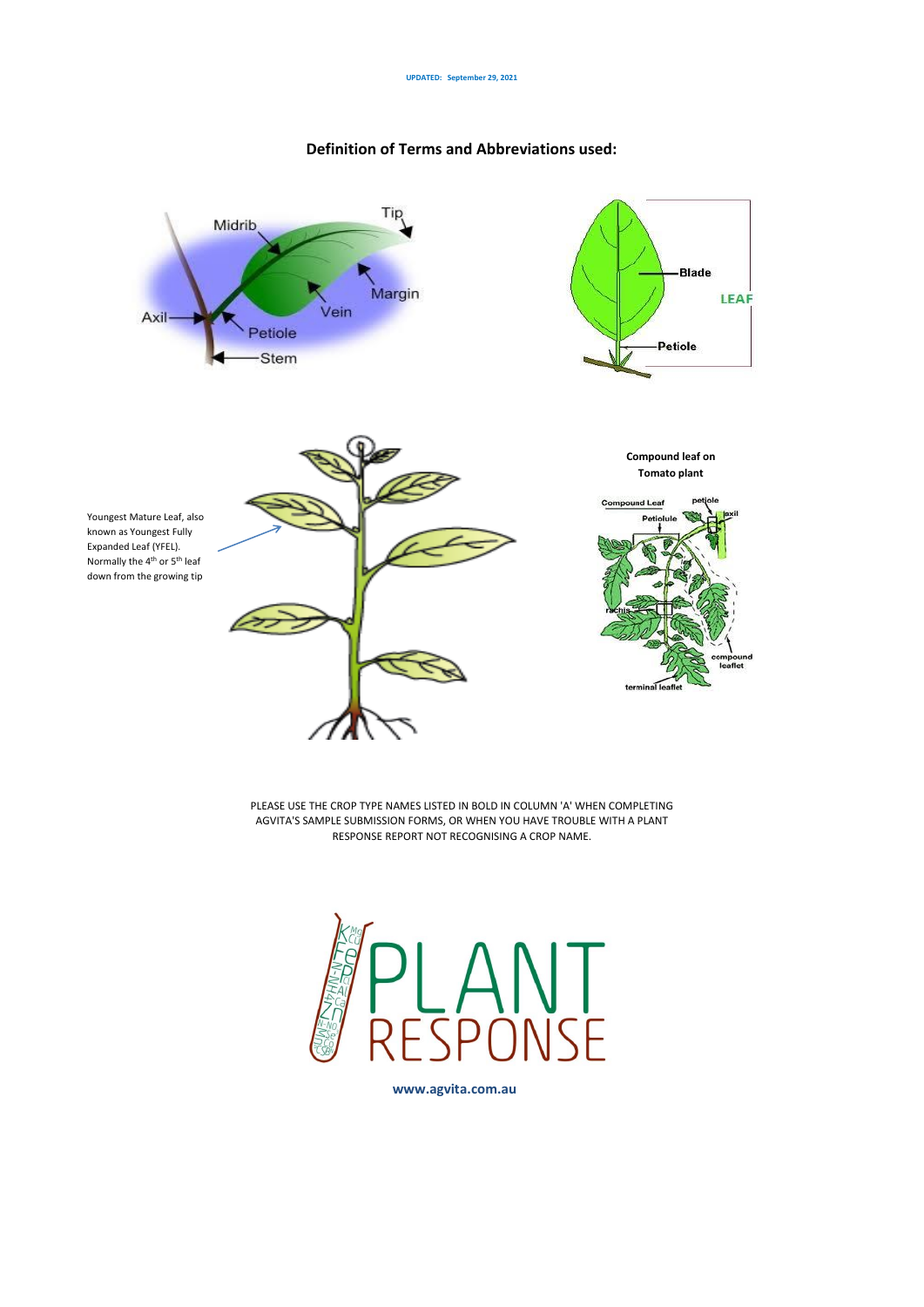UPDATED: September 29, 2021

## Definition of Terms and Abbreviations used:

Midrib

Tip

Margin

Vein

Axil

Petiole

Stem

Blade

LEAF

Petiole

Youngest Mature Leaf, also known as Youngest Fully Expanded Leaf (YFEL). Normally the 4th or 5th leaf down from the growing tip

**Compound leaf on Tomato plant**

Compound Leaf

petiole

Petiolule

axil

rachis

compound leaflet

terminal leaflet

PLEASE USE THE CROP TYPE NAMES LISTED IN BOLD IN COLUMN 'A' WHEN COMPLETING AGVITA'S SAMPLE SUBMISSION FORMS, OR WHEN YOU HAVE TROUBLE WITH A PLANT RESPONSE REPORT NOT RECOGNISING A CROP NAME.

PLANT RESPONSE

**www.agvita.com.au**